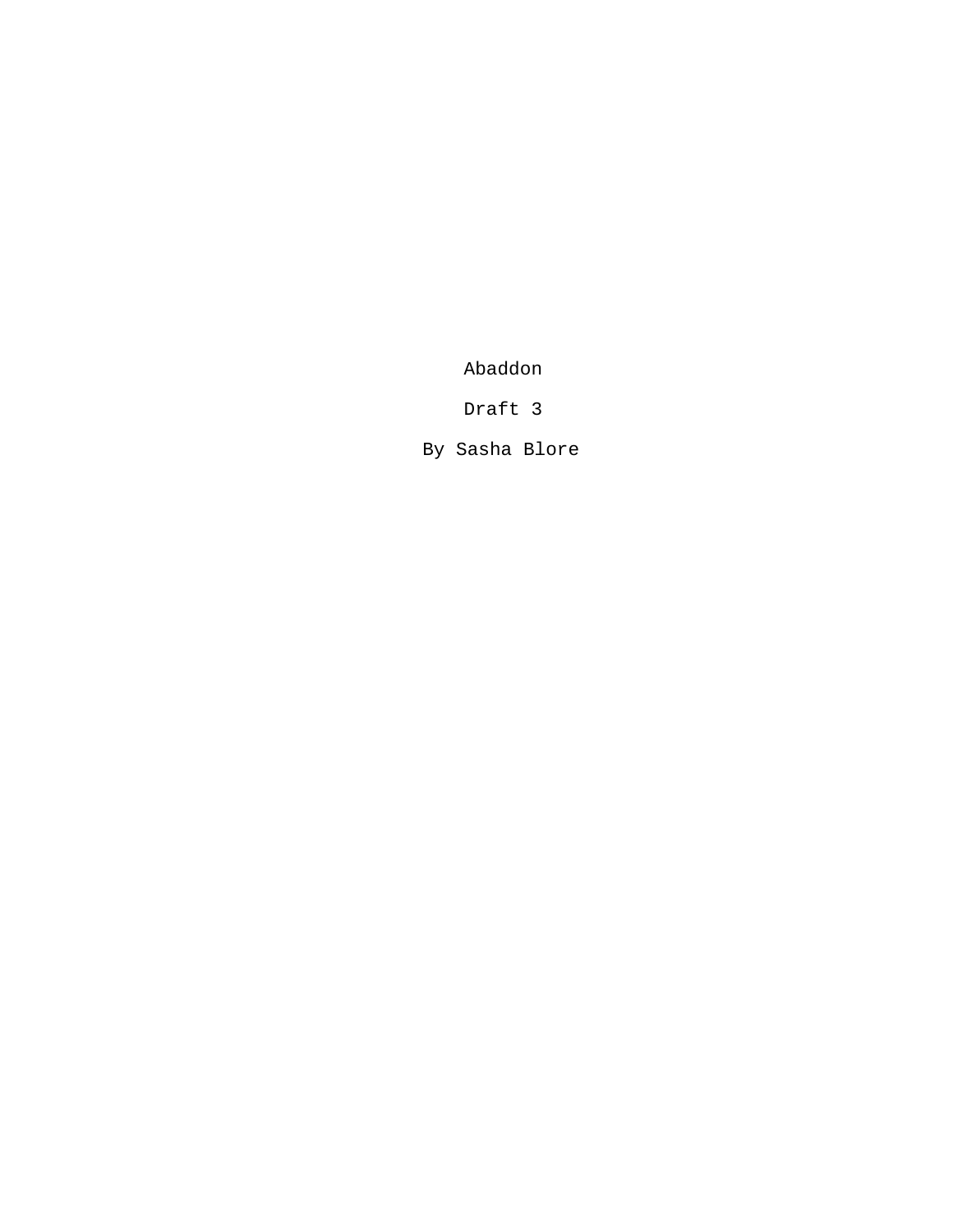# Abaddon

Draft 3

By Sasha Blore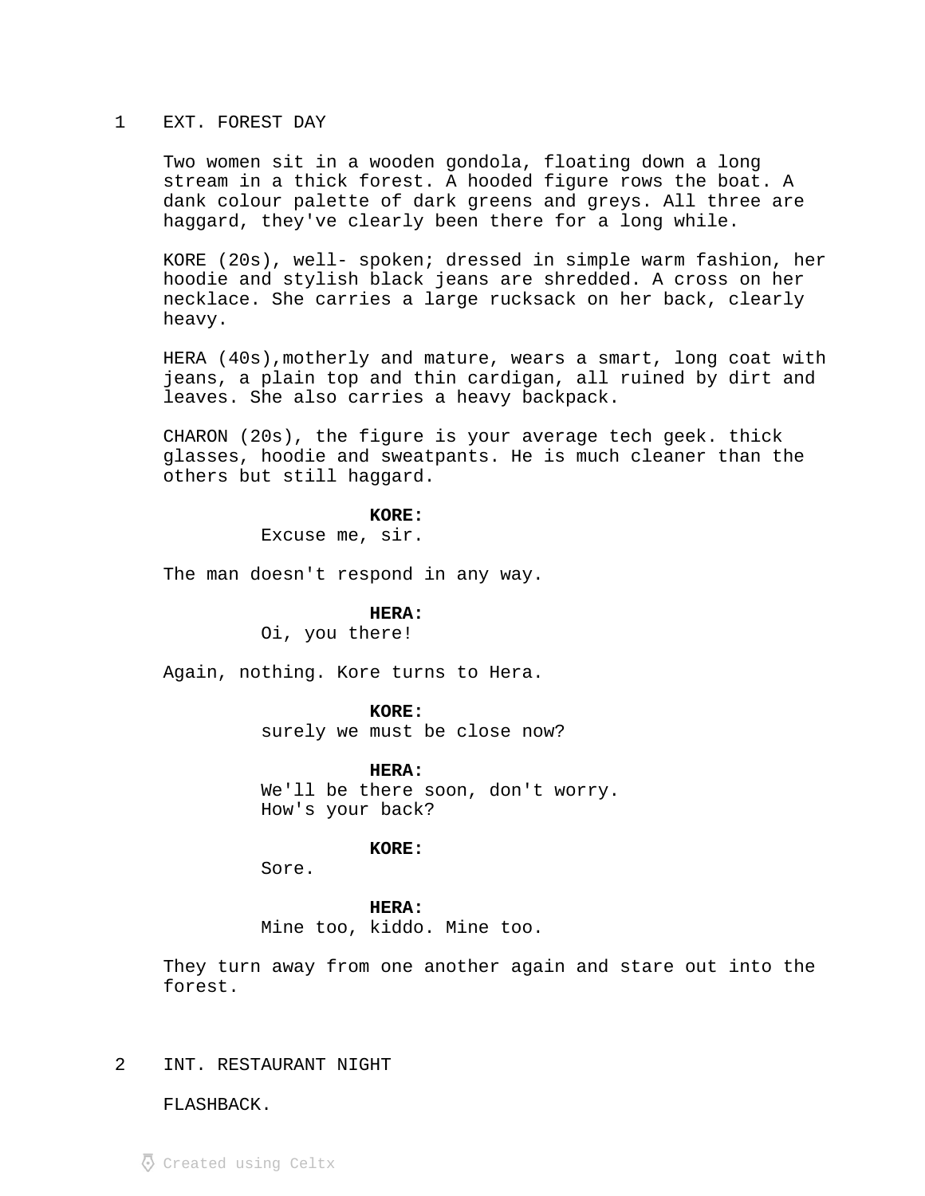1 EXT. FOREST DAY

Two women sit in a wooden gondola, floating down a long stream in a thick forest. A hooded figure rows the boat. A dank colour palette of dark greens and greys. All three are haggard, they've clearly been there for a long while.

KORE (20s), well- spoken; dressed in simple warm fashion, her hoodie and stylish black jeans are shredded. A cross on her necklace. She carries a large rucksack on her back, clearly heavy.

HERA (40s),motherly and mature, wears a smart, long coat with jeans, a plain top and thin cardigan, all ruined by dirt and leaves. She also carries a heavy backpack.

CHARON (20s), the figure is your average tech geek. thick glasses, hoodie and sweatpants. He is much cleaner than the others but still haggard.

**KORE:**
Excuse me, sir.

The man doesn't respond in any way.

**HERA:**
Oi, you there!

Again, nothing. Kore turns to Hera.

**KORE:**
surely we must be close now?

**HERA:**
We'll be there soon, don't worry.
How's your back?

**KORE:**
Sore.

**HERA:**
Mine too, kiddo. Mine too.

They turn away from one another again and stare out into the forest.

2 INT. RESTAURANT NIGHT

FLASHBACK.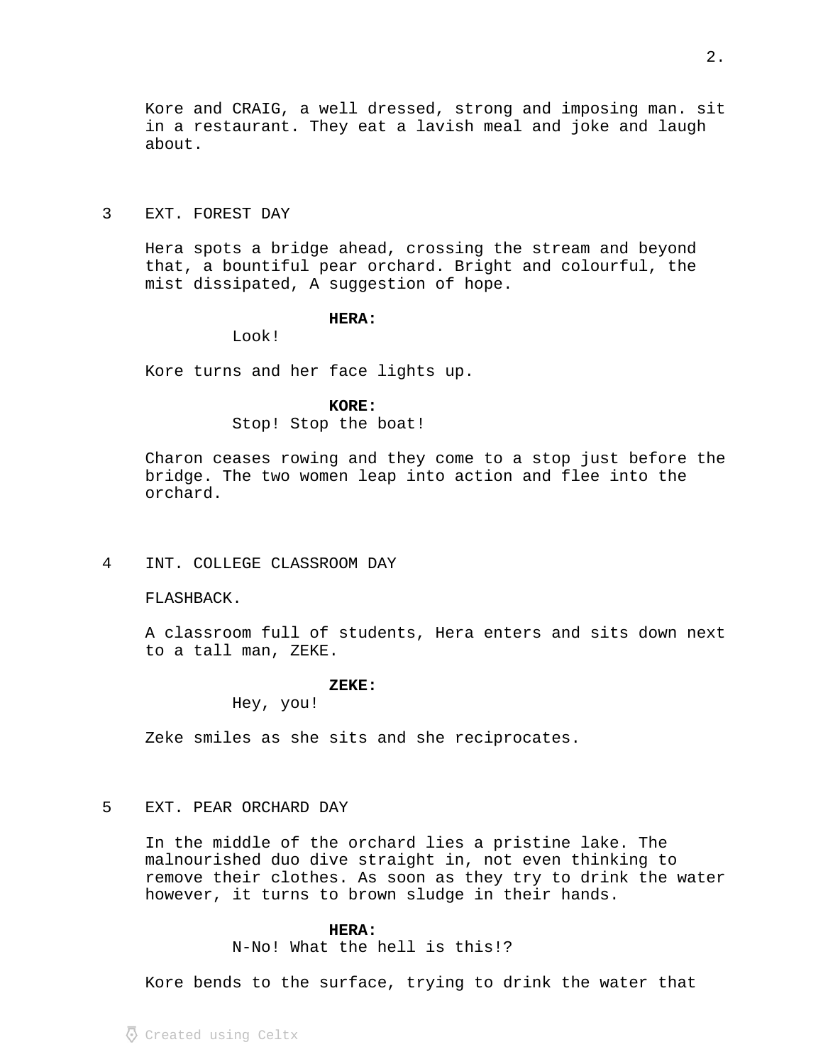Kore and CRAIG, a well dressed, strong and imposing man. sit in a restaurant. They eat a lavish meal and joke and laugh about.

3 EXT. FOREST DAY

Hera spots a bridge ahead, crossing the stream and beyond that, a bountiful pear orchard. Bright and colourful, the mist dissipated, A suggestion of hope.

**HERA:**
Look!

Kore turns and her face lights up.

**KORE:**
Stop! Stop the boat!

Charon ceases rowing and they come to a stop just before the bridge. The two women leap into action and flee into the orchard.

4 INT. COLLEGE CLASSROOM DAY

FLASHBACK.

A classroom full of students, Hera enters and sits down next to a tall man, ZEKE.

**ZEKE:**
Hey, you!

Zeke smiles as she sits and she reciprocates.

5 EXT. PEAR ORCHARD DAY

In the middle of the orchard lies a pristine lake. The malnourished duo dive straight in, not even thinking to remove their clothes. As soon as they try to drink the water however, it turns to brown sludge in their hands.

**HERA:**
N-No! What the hell is this!?

Kore bends to the surface, trying to drink the water that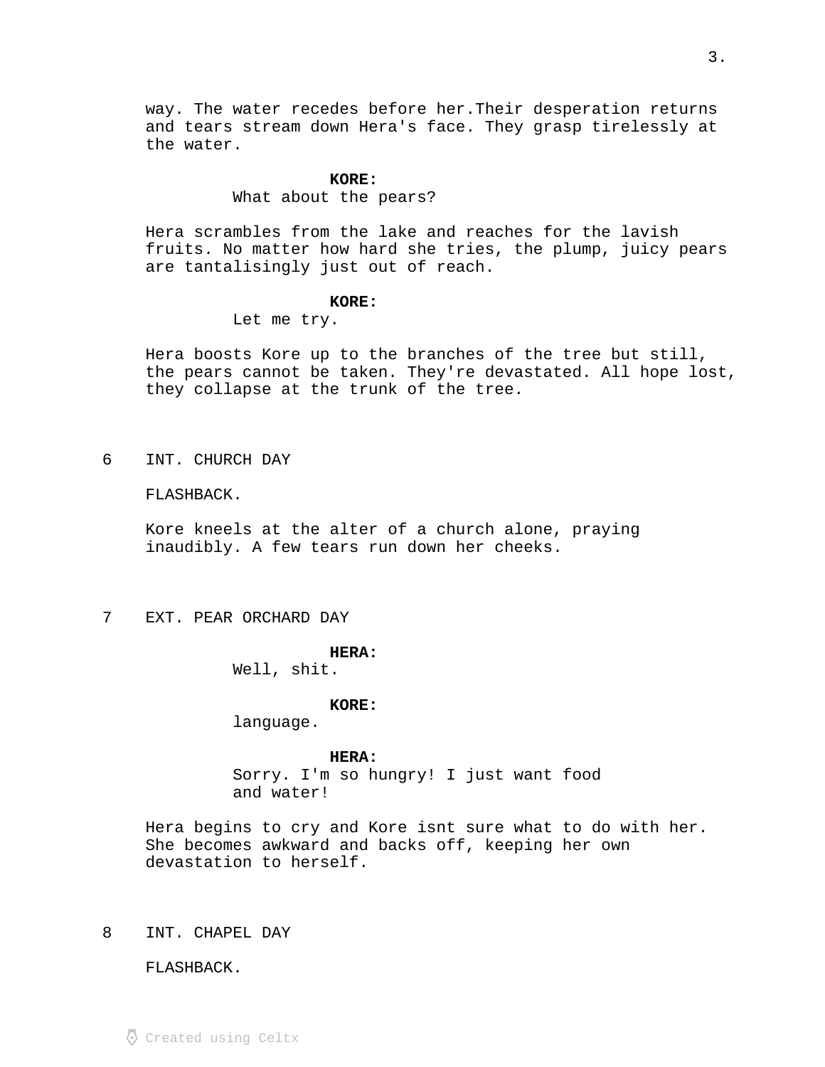way. The water recedes before her.Their desperation returns and tears stream down Hera's face. They grasp tirelessly at the water.

**KORE:**
What about the pears?

Hera scrambles from the lake and reaches for the lavish fruits. No matter how hard she tries, the plump, juicy pears are tantalisingly just out of reach.

**KORE:**
Let me try.

Hera boosts Kore up to the branches of the tree but still, the pears cannot be taken. They're devastated. All hope lost, they collapse at the trunk of the tree.

6 INT. CHURCH DAY

FLASHBACK.

Kore kneels at the alter of a church alone, praying inaudibly. A few tears run down her cheeks.

7 EXT. PEAR ORCHARD DAY

**HERA:**
Well, shit.

**KORE:**
language.

**HERA:**
Sorry. I'm so hungry! I just want food and water!

Hera begins to cry and Kore isnt sure what to do with her. She becomes awkward and backs off, keeping her own devastation to herself.

8 INT. CHAPEL DAY

FLASHBACK.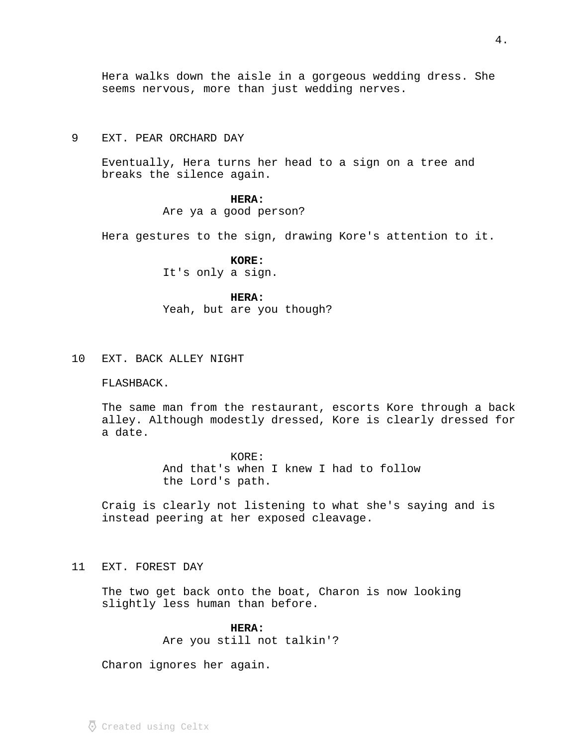Hera walks down the aisle in a gorgeous wedding dress. She seems nervous, more than just wedding nerves.

9 EXT. PEAR ORCHARD DAY

Eventually, Hera turns her head to a sign on a tree and breaks the silence again.

**HERA:**
Are ya a good person?

Hera gestures to the sign, drawing Kore's attention to it.

**KORE:**
It's only a sign.

**HERA:**
Yeah, but are you though?

10 EXT. BACK ALLEY NIGHT

FLASHBACK.

The same man from the restaurant, escorts Kore through a back alley. Although modestly dressed, Kore is clearly dressed for a date.

KORE:
And that's when I knew I had to follow the Lord's path.

Craig is clearly not listening to what she's saying and is instead peering at her exposed cleavage.

11 EXT. FOREST DAY

The two get back onto the boat, Charon is now looking slightly less human than before.

**HERA:**
Are you still not talkin'?

Charon ignores her again.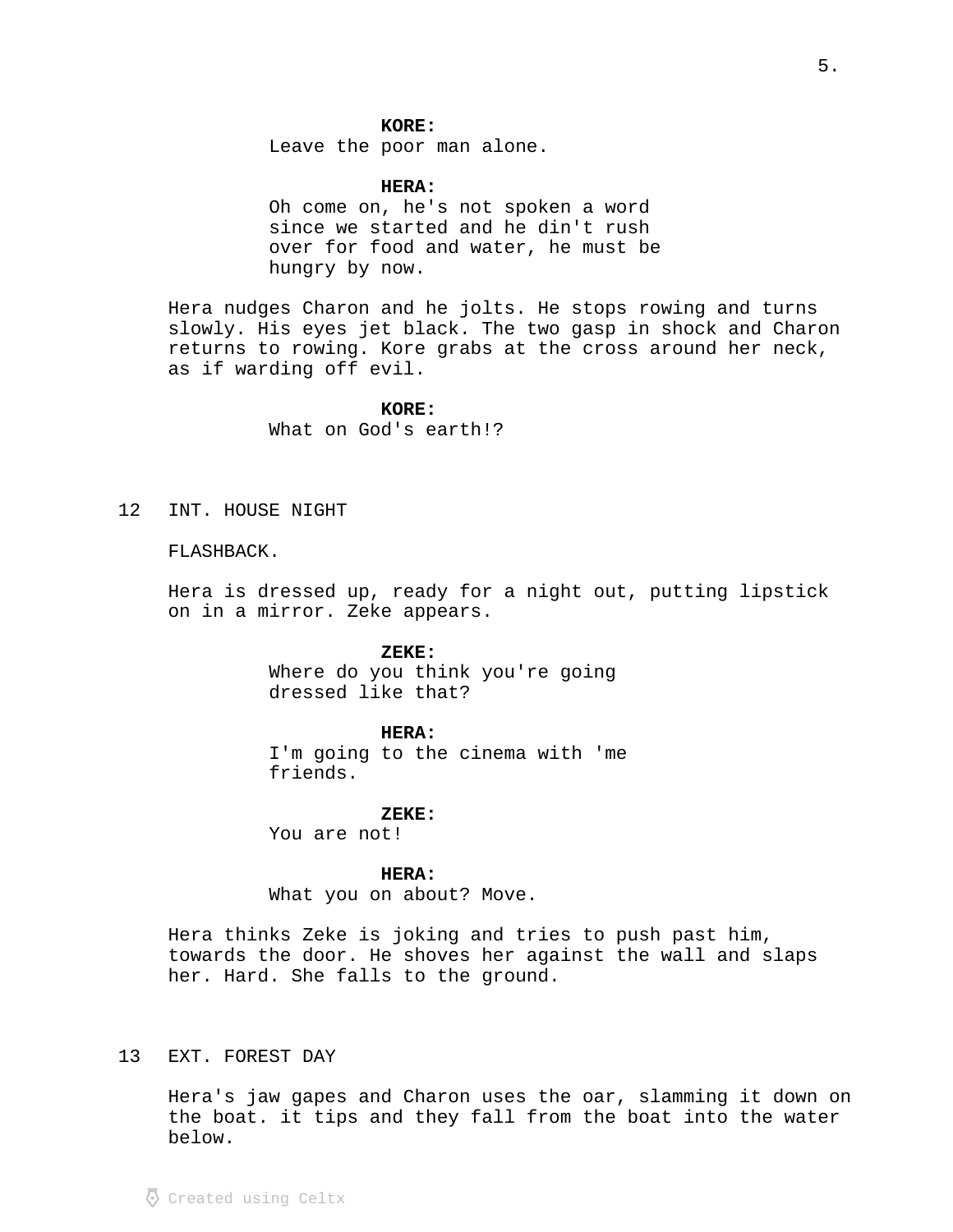**KORE:**
Leave the poor man alone.

**HERA:**
Oh come on, he's not spoken a word since we started and he din't rush over for food and water, he must be hungry by now.

Hera nudges Charon and he jolts. He stops rowing and turns slowly. His eyes jet black. The two gasp in shock and Charon returns to rowing. Kore grabs at the cross around her neck, as if warding off evil.

**KORE:**
What on God's earth!?

12 INT. HOUSE NIGHT

FLASHBACK.

Hera is dressed up, ready for a night out, putting lipstick on in a mirror. Zeke appears.

**ZEKE:**
Where do you think you're going dressed like that?

**HERA:**
I'm going to the cinema with 'me friends.

**ZEKE:**
You are not!

**HERA:**
What you on about? Move.

Hera thinks Zeke is joking and tries to push past him, towards the door. He shoves her against the wall and slaps her. Hard. She falls to the ground.

13 EXT. FOREST DAY

Hera's jaw gapes and Charon uses the oar, slamming it down on the boat. it tips and they fall from the boat into the water below.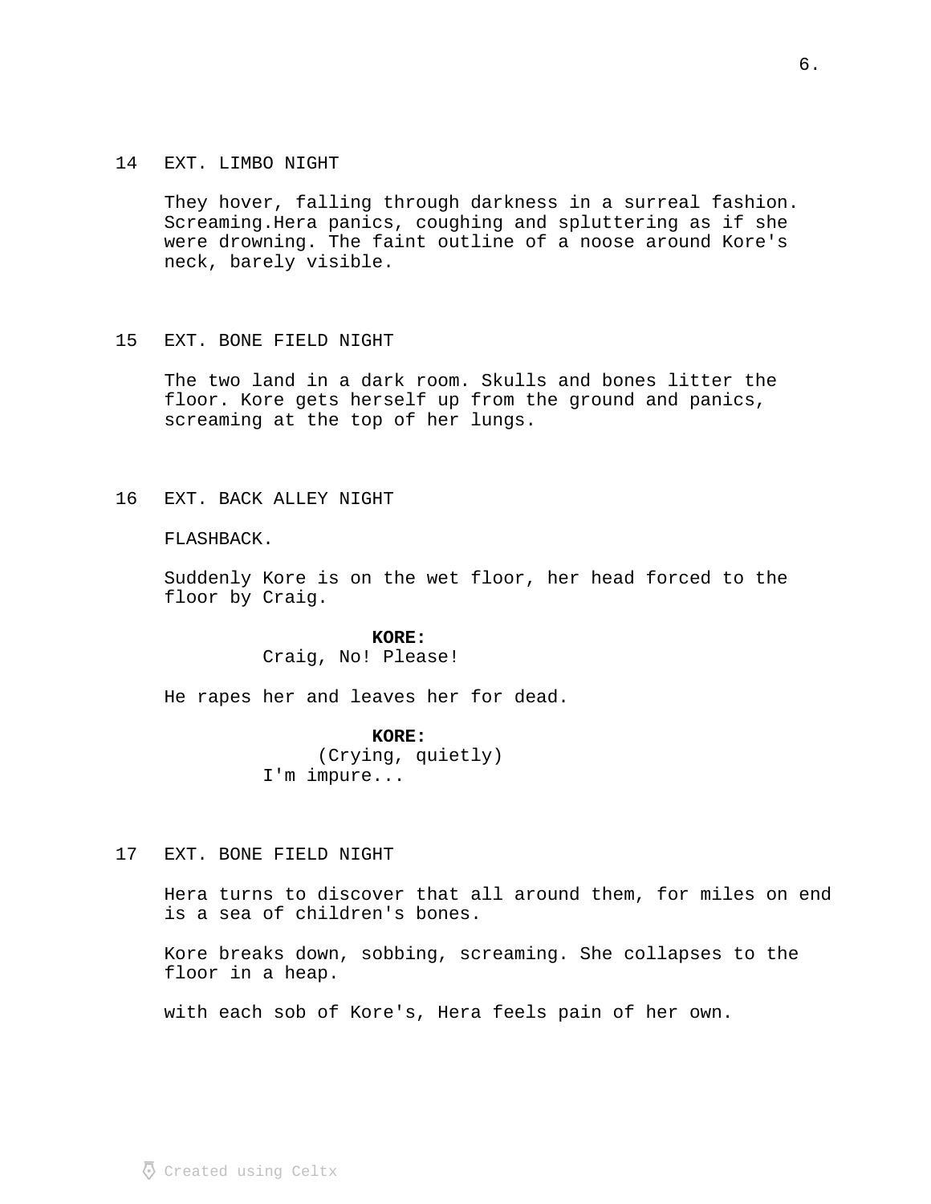14 EXT. LIMBO NIGHT

They hover, falling through darkness in a surreal fashion. Screaming.Hera panics, coughing and spluttering as if she were drowning. The faint outline of a noose around Kore's neck, barely visible.

15 EXT. BONE FIELD NIGHT

The two land in a dark room. Skulls and bones litter the floor. Kore gets herself up from the ground and panics, screaming at the top of her lungs.

16 EXT. BACK ALLEY NIGHT

FLASHBACK.

Suddenly Kore is on the wet floor, her head forced to the floor by Craig.

**KORE:**
Craig, No! Please!

He rapes her and leaves her for dead.

**KORE:**
(Crying, quietly)
I'm impure...

17 EXT. BONE FIELD NIGHT

Hera turns to discover that all around them, for miles on end is a sea of children's bones.

Kore breaks down, sobbing, screaming. She collapses to the floor in a heap.

with each sob of Kore's, Hera feels pain of her own.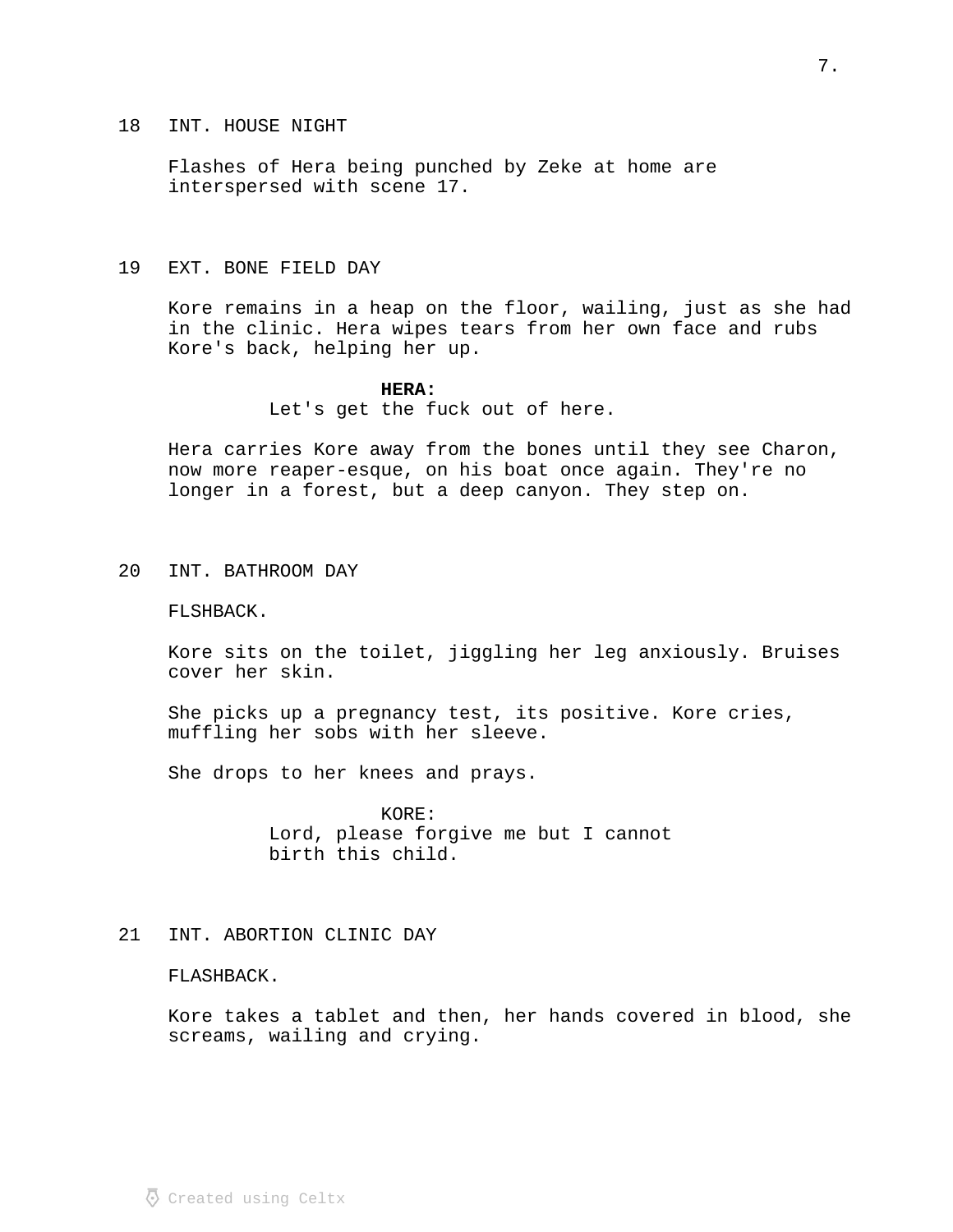18 INT. HOUSE NIGHT

Flashes of Hera being punched by Zeke at home are interspersed with scene 17.

19 EXT. BONE FIELD DAY

Kore remains in a heap on the floor, wailing, just as she had in the clinic. Hera wipes tears from her own face and rubs Kore's back, helping her up.

**HERA:**
Let's get the fuck out of here.

Hera carries Kore away from the bones until they see Charon, now more reaper-esque, on his boat once again. They're no longer in a forest, but a deep canyon. They step on.

20 INT. BATHROOM DAY

FLSHBACK.

Kore sits on the toilet, jiggling her leg anxiously. Bruises cover her skin.

She picks up a pregnancy test, its positive. Kore cries, muffling her sobs with her sleeve.

She drops to her knees and prays.

KORE:
Lord, please forgive me but I cannot birth this child.

21 INT. ABORTION CLINIC DAY

FLASHBACK.

Kore takes a tablet and then, her hands covered in blood, she screams, wailing and crying.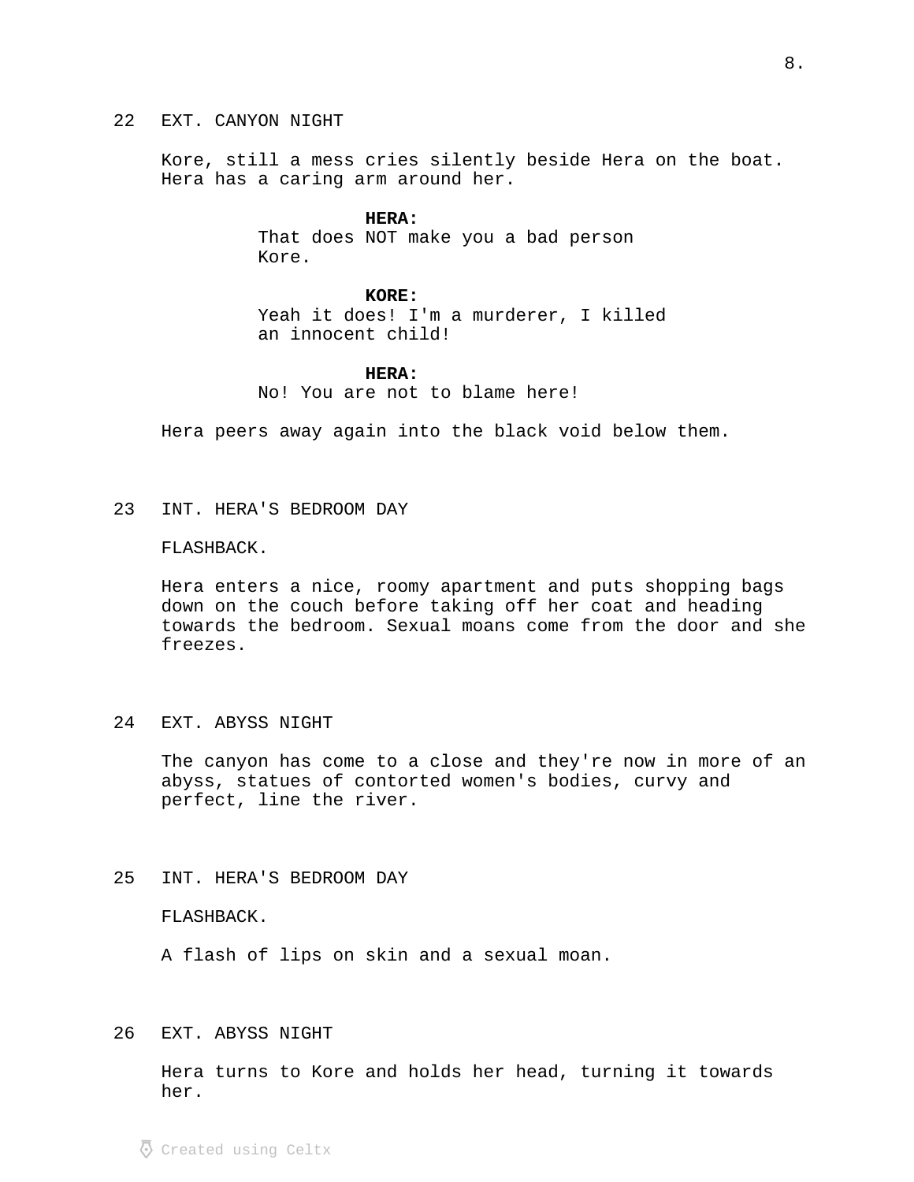22 EXT. CANYON NIGHT

Kore, still a mess cries silently beside Hera on the boat. Hera has a caring arm around her.

**HERA:**
That does NOT make you a bad person Kore.

**KORE:**
Yeah it does! I'm a murderer, I killed an innocent child!

**HERA:**
No! You are not to blame here!

Hera peers away again into the black void below them.

23 INT. HERA'S BEDROOM DAY

FLASHBACK.

Hera enters a nice, roomy apartment and puts shopping bags down on the couch before taking off her coat and heading towards the bedroom. Sexual moans come from the door and she freezes.

24 EXT. ABYSS NIGHT

The canyon has come to a close and they're now in more of an abyss, statues of contorted women's bodies, curvy and perfect, line the river.

25 INT. HERA'S BEDROOM DAY

FLASHBACK.

A flash of lips on skin and a sexual moan.

26 EXT. ABYSS NIGHT

Hera turns to Kore and holds her head, turning it towards her.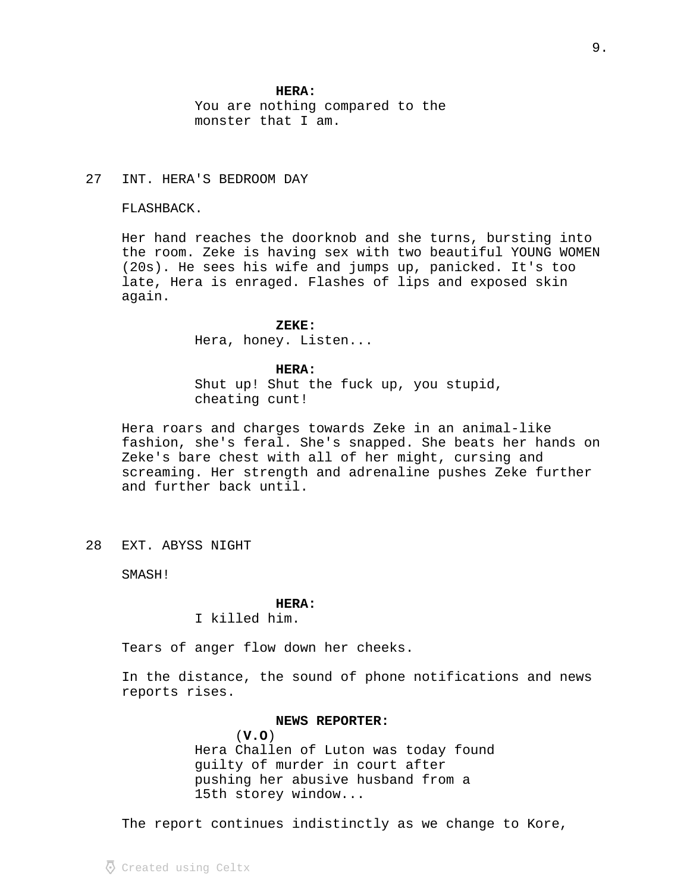**HERA:**
You are nothing compared to the monster that I am.

27 INT. HERA'S BEDROOM DAY

FLASHBACK.

Her hand reaches the doorknob and she turns, bursting into the room. Zeke is having sex with two beautiful YOUNG WOMEN (20s). He sees his wife and jumps up, panicked. It's too late, Hera is enraged. Flashes of lips and exposed skin again.

**ZEKE:**
Hera, honey. Listen...

**HERA:**
Shut up! Shut the fuck up, you stupid, cheating cunt!

Hera roars and charges towards Zeke in an animal-like fashion, she's feral. She's snapped. She beats her hands on Zeke's bare chest with all of her might, cursing and screaming. Her strength and adrenaline pushes Zeke further and further back until.

28 EXT. ABYSS NIGHT

SMASH!

**HERA:**
I killed him.

Tears of anger flow down her cheeks.

In the distance, the sound of phone notifications and news reports rises.

**NEWS REPORTER:**
(**V.O**)
Hera Challen of Luton was today found guilty of murder in court after pushing her abusive husband from a 15th storey window...

The report continues indistinctly as we change to Kore,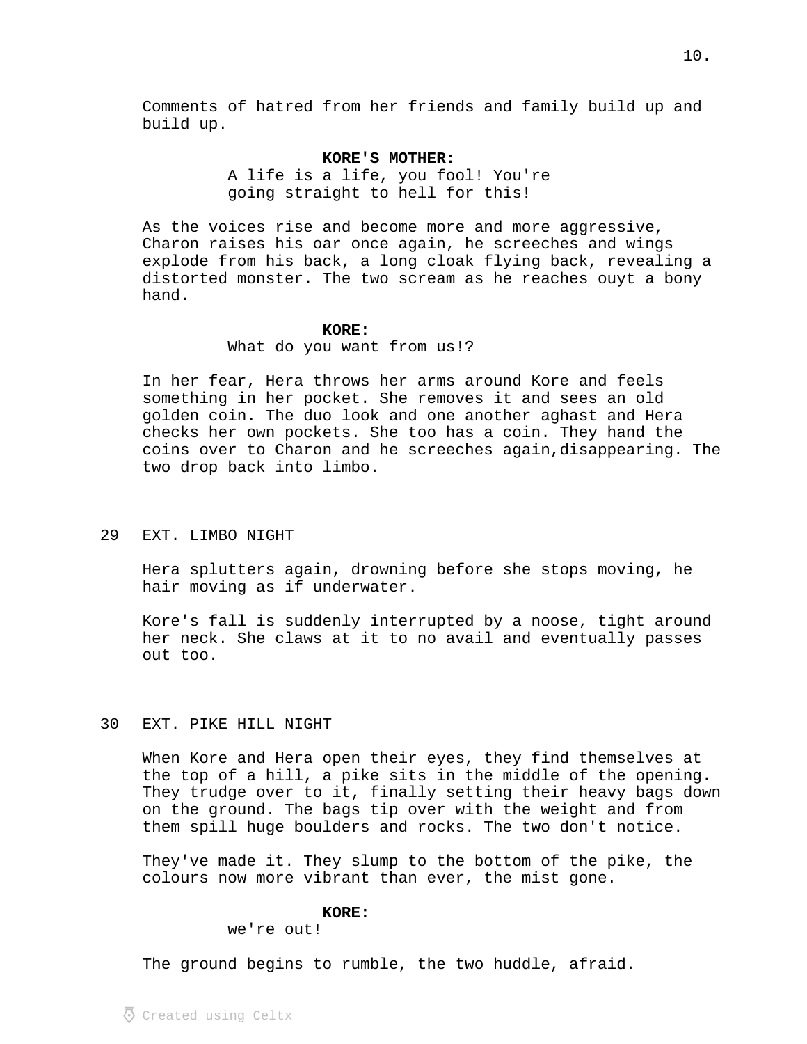Comments of hatred from her friends and family build up and build up.

**KORE'S MOTHER:**
A life is a life, you fool! You're going straight to hell for this!

As the voices rise and become more and more aggressive, Charon raises his oar once again, he screeches and wings explode from his back, a long cloak flying back, revealing a distorted monster. The two scream as he reaches ouyt a bony hand.

**KORE:**
What do you want from us!?

In her fear, Hera throws her arms around Kore and feels something in her pocket. She removes it and sees an old golden coin. The duo look and one another aghast and Hera checks her own pockets. She too has a coin. They hand the coins over to Charon and he screeches again,disappearing. The two drop back into limbo.

29 EXT. LIMBO NIGHT

Hera splutters again, drowning before she stops moving, he hair moving as if underwater.

Kore's fall is suddenly interrupted by a noose, tight around her neck. She claws at it to no avail and eventually passes out too.

30 EXT. PIKE HILL NIGHT

When Kore and Hera open their eyes, they find themselves at the top of a hill, a pike sits in the middle of the opening. They trudge over to it, finally setting their heavy bags down on the ground. The bags tip over with the weight and from them spill huge boulders and rocks. The two don't notice.

They've made it. They slump to the bottom of the pike, the colours now more vibrant than ever, the mist gone.

**KORE:**
we're out!

The ground begins to rumble, the two huddle, afraid.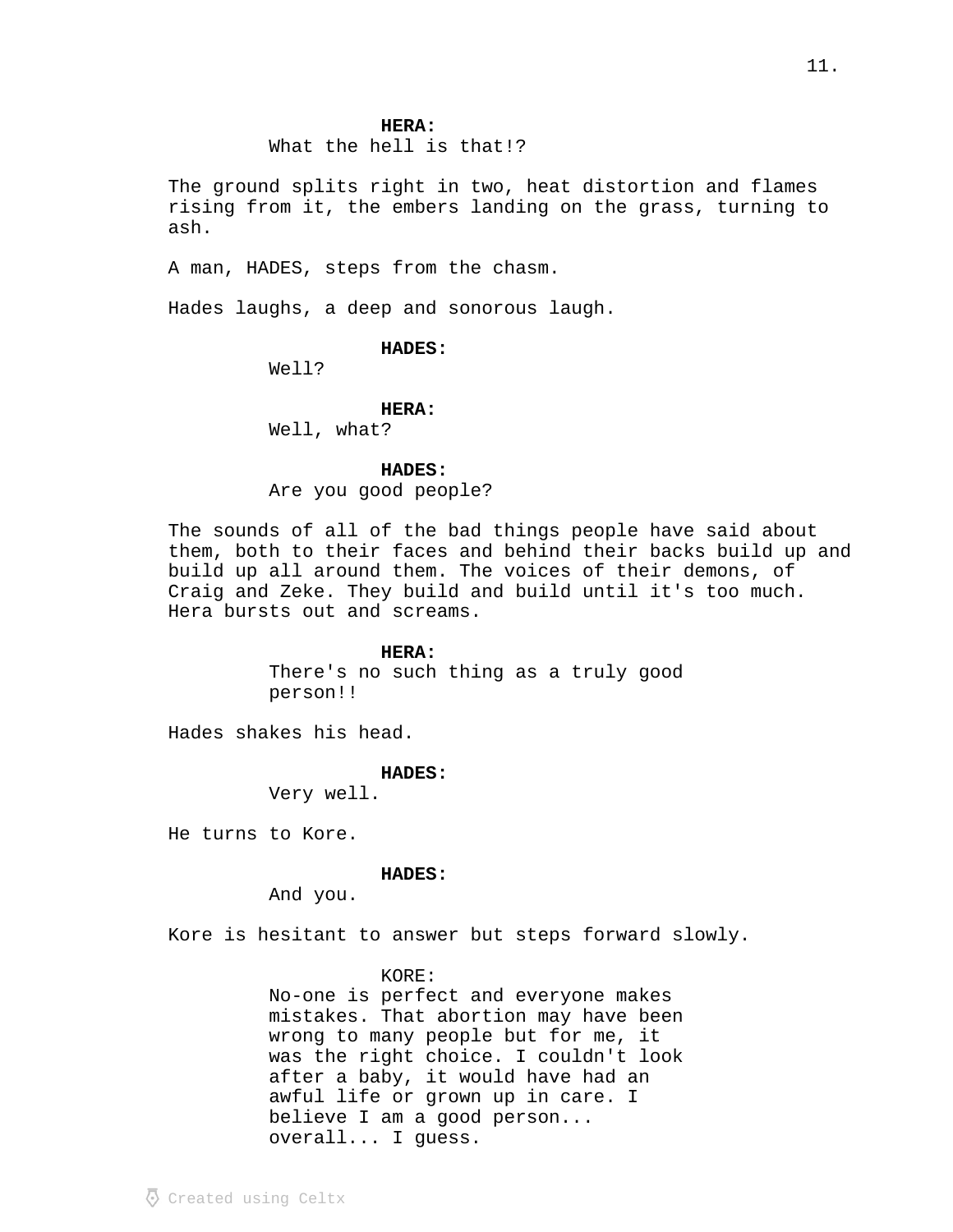**HERA:**
What the hell is that!?

The ground splits right in two, heat distortion and flames rising from it, the embers landing on the grass, turning to ash.

A man, HADES, steps from the chasm.

Hades laughs, a deep and sonorous laugh.

**HADES:**
Well?

**HERA:**
Well, what?

**HADES:**
Are you good people?

The sounds of all of the bad things people have said about them, both to their faces and behind their backs build up and build up all around them. The voices of their demons, of Craig and Zeke. They build and build until it's too much. Hera bursts out and screams.

**HERA:**
There's no such thing as a truly good person!!

Hades shakes his head.

**HADES:**
Very well.

He turns to Kore.

**HADES:**
And you.

Kore is hesitant to answer but steps forward slowly.

KORE:
No-one is perfect and everyone makes mistakes. That abortion may have been wrong to many people but for me, it was the right choice. I couldn't look after a baby, it would have had an awful life or grown up in care. I believe I am a good person... overall... I guess.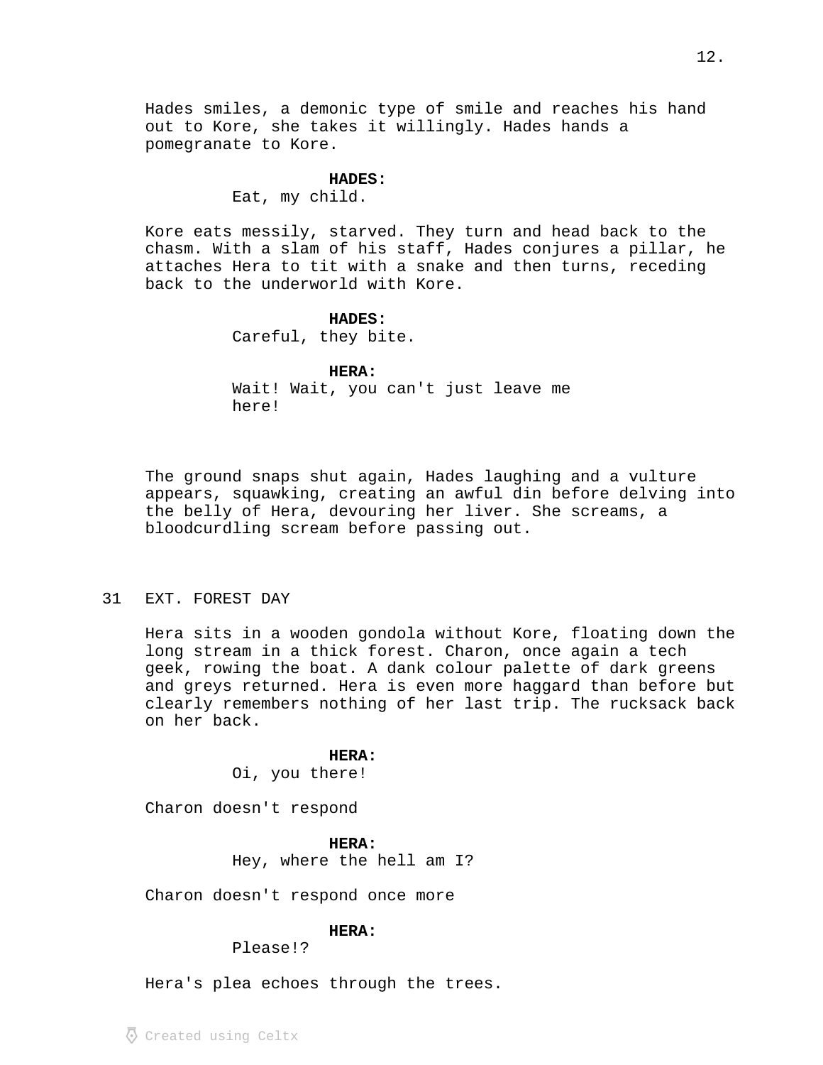Hades smiles, a demonic type of smile and reaches his hand out to Kore, she takes it willingly. Hades hands a pomegranate to Kore.

**HADES:**
Eat, my child.

Kore eats messily, starved. They turn and head back to the chasm. With a slam of his staff, Hades conjures a pillar, he attaches Hera to tit with a snake and then turns, receding back to the underworld with Kore.

**HADES:**
Careful, they bite.

**HERA:**
Wait! Wait, you can't just leave me here!

The ground snaps shut again, Hades laughing and a vulture appears, squawking, creating an awful din before delving into the belly of Hera, devouring her liver. She screams, a bloodcurdling scream before passing out.

31 EXT. FOREST DAY

Hera sits in a wooden gondola without Kore, floating down the long stream in a thick forest. Charon, once again a tech geek, rowing the boat. A dank colour palette of dark greens and greys returned. Hera is even more haggard than before but clearly remembers nothing of her last trip. The rucksack back on her back.

**HERA:**
Oi, you there!

Charon doesn't respond

**HERA:**
Hey, where the hell am I?

Charon doesn't respond once more

**HERA:**
Please!?

Hera's plea echoes through the trees.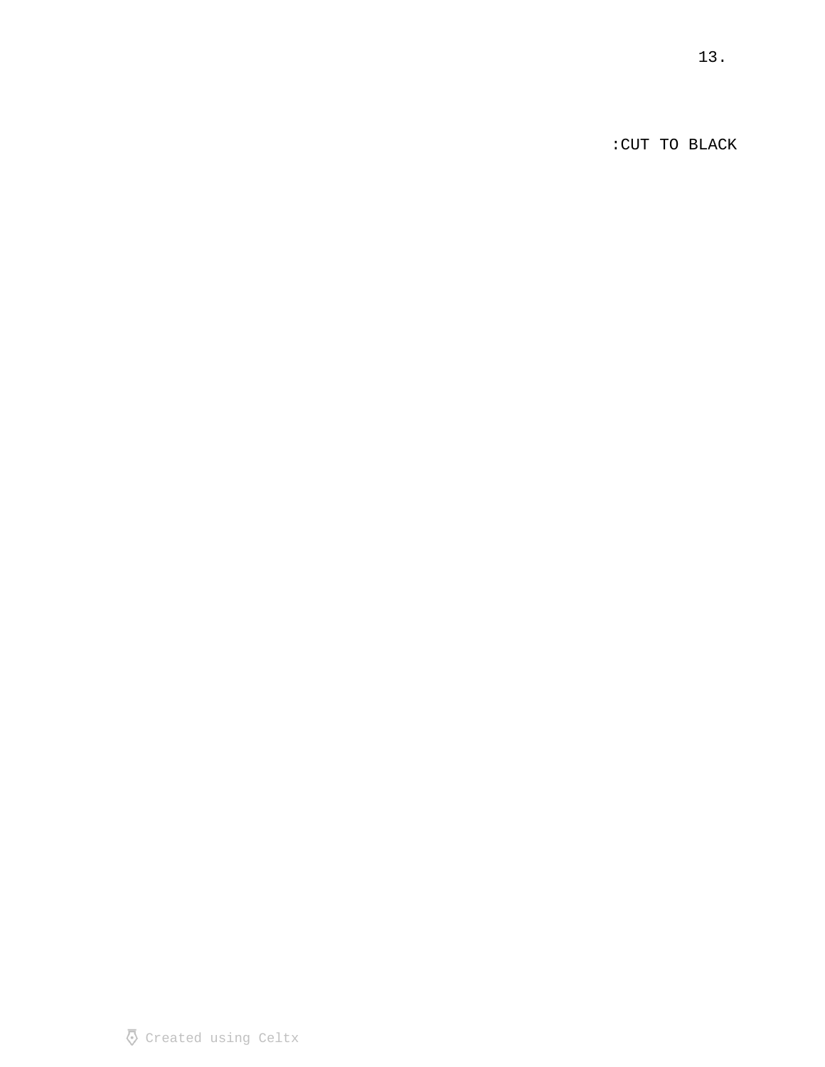:CUT TO BLACK